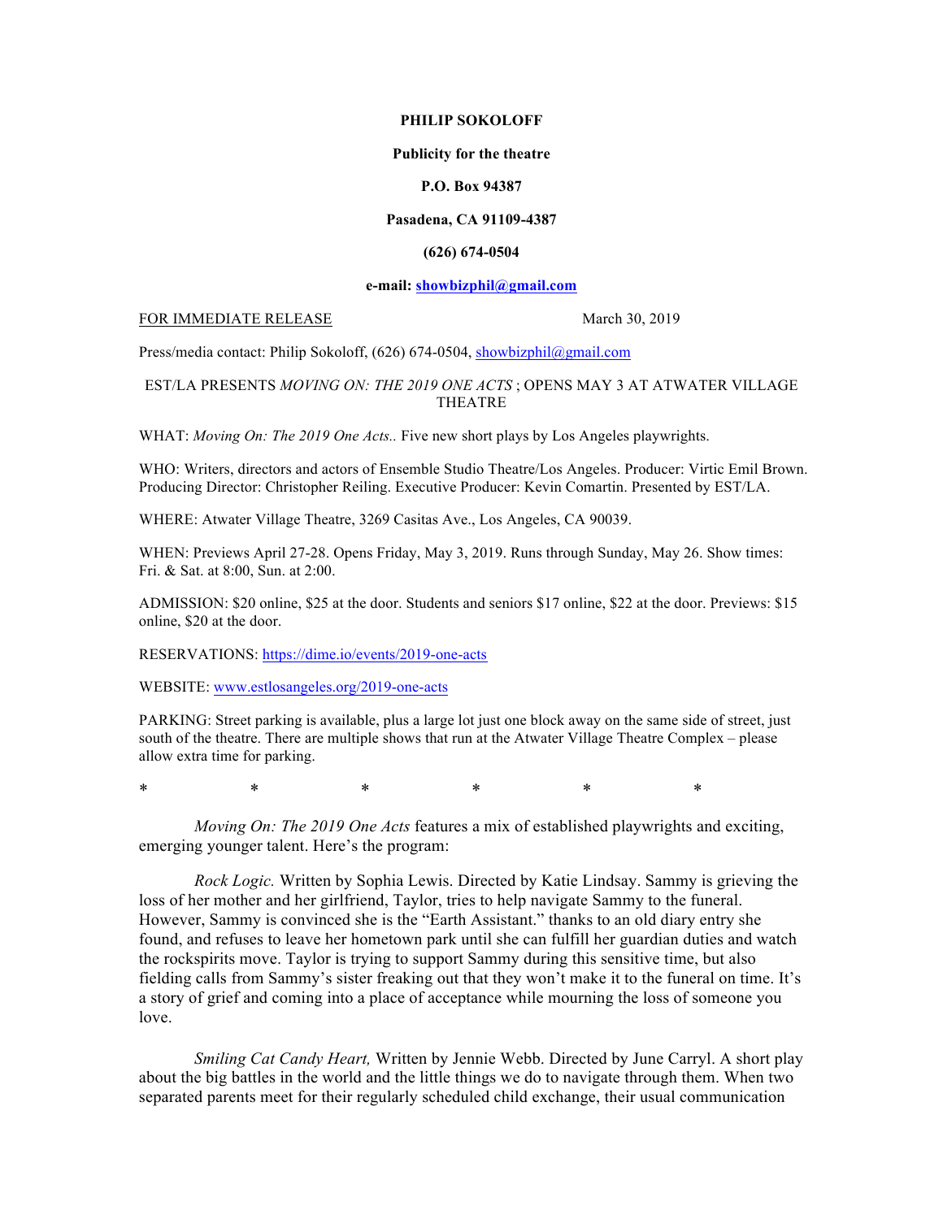**PHILIP SOKOLOFF**

**Publicity for the theatre**

**P.O. Box 94387**

**Pasadena, CA 91109-4387**

**(626) 674-0504**

**e-mail: showbizphil@gmail.com**

FOR IMMEDIATE RELEASE                                                    March 30, 2019

Press/media contact: Philip Sokoloff, (626) 674-0504, showbizphil@gmail.com

EST/LA PRESENTS *MOVING ON: THE 2019 ONE ACTS* ; OPENS MAY 3 AT ATWATER VILLAGE THEATRE

WHAT: *Moving On: The 2019 One Acts..* Five new short plays by Los Angeles playwrights.

WHO: Writers, directors and actors of Ensemble Studio Theatre/Los Angeles. Producer: Virtic Emil Brown. Producing Director: Christopher Reiling. Executive Producer: Kevin Comartin. Presented by EST/LA.

WHERE: Atwater Village Theatre, 3269 Casitas Ave., Los Angeles, CA 90039.

WHEN: Previews April 27-28. Opens Friday, May 3, 2019. Runs through Sunday, May 26. Show times: Fri. & Sat. at 8:00, Sun. at 2:00.

ADMISSION: $20 online, $25 at the door. Students and seniors $17 online, $22 at the door. Previews: $15 online, $20 at the door.

RESERVATIONS: https://dime.io/events/2019-one-acts

WEBSITE: www.estlosangeles.org/2019-one-acts

PARKING: Street parking is available, plus a large lot just one block away on the same side of street, just south of the theatre. There are multiple shows that run at the Atwater Village Theatre Complex – please allow extra time for parking.

\*          \*          \*          \*          \*          \*

*Moving On: The 2019 One Acts* features a mix of established playwrights and exciting, emerging younger talent. Here's the program:

*Rock Logic.* Written by Sophia Lewis. Directed by Katie Lindsay. Sammy is grieving the loss of her mother and her girlfriend, Taylor, tries to help navigate Sammy to the funeral. However, Sammy is convinced she is the "Earth Assistant." thanks to an old diary entry she found, and refuses to leave her hometown park until she can fulfill her guardian duties and watch the rockspirits move. Taylor is trying to support Sammy during this sensitive time, but also fielding calls from Sammy's sister freaking out that they won't make it to the funeral on time. It's a story of grief and coming into a place of acceptance while mourning the loss of someone you love.

*Smiling Cat Candy Heart,* Written by Jennie Webb. Directed by June Carryl. A short play about the big battles in the world and the little things we do to navigate through them. When two separated parents meet for their regularly scheduled child exchange, their usual communication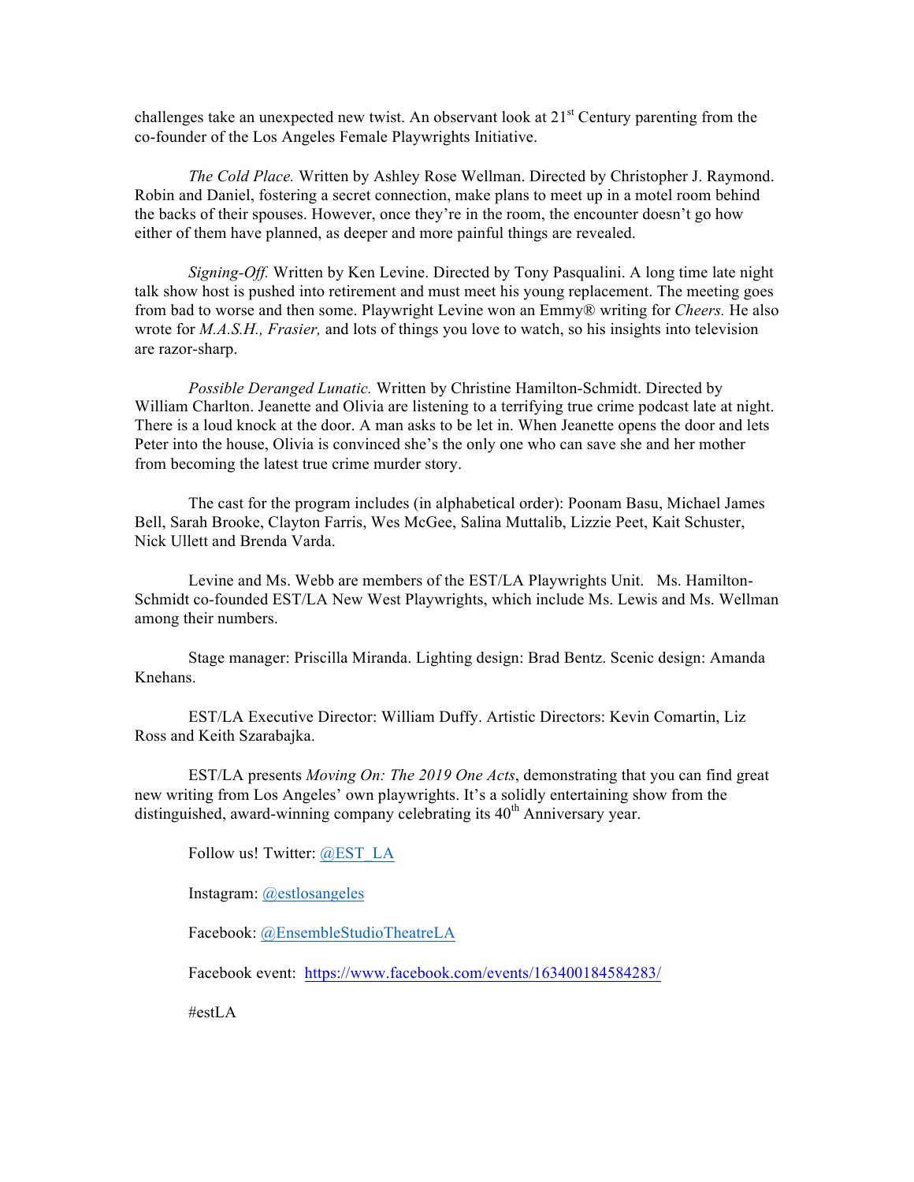challenges take an unexpected new twist. An observant look at 21st Century parenting from the co-founder of the Los Angeles Female Playwrights Initiative.

*The Cold Place.* Written by Ashley Rose Wellman. Directed by Christopher J. Raymond. Robin and Daniel, fostering a secret connection, make plans to meet up in a motel room behind the backs of their spouses. However, once they're in the room, the encounter doesn't go how either of them have planned, as deeper and more painful things are revealed.

*Signing-Off.* Written by Ken Levine. Directed by Tony Pasqualini. A long time late night talk show host is pushed into retirement and must meet his young replacement. The meeting goes from bad to worse and then some. Playwright Levine won an Emmy® writing for *Cheers.* He also wrote for *M.A.S.H., Frasier,* and lots of things you love to watch, so his insights into television are razor-sharp.

*Possible Deranged Lunatic.* Written by Christine Hamilton-Schmidt. Directed by William Charlton. Jeanette and Olivia are listening to a terrifying true crime podcast late at night. There is a loud knock at the door. A man asks to be let in. When Jeanette opens the door and lets Peter into the house, Olivia is convinced she's the only one who can save she and her mother from becoming the latest true crime murder story.

The cast for the program includes (in alphabetical order): Poonam Basu, Michael James Bell, Sarah Brooke, Clayton Farris, Wes McGee, Salina Muttalib, Lizzie Peet, Kait Schuster, Nick Ullett and Brenda Varda.

Levine and Ms. Webb are members of the EST/LA Playwrights Unit. Ms. Hamilton-Schmidt co-founded EST/LA New West Playwrights, which include Ms. Lewis and Ms. Wellman among their numbers.

Stage manager: Priscilla Miranda. Lighting design: Brad Bentz. Scenic design: Amanda Knehans.

EST/LA Executive Director: William Duffy. Artistic Directors: Kevin Comartin, Liz Ross and Keith Szarabajka.

EST/LA presents *Moving On: The 2019 One Acts*, demonstrating that you can find great new writing from Los Angeles' own playwrights. It's a solidly entertaining show from the distinguished, award-winning company celebrating its 40th Anniversary year.

Follow us! Twitter: @EST_LA

Instagram: @estlosangeles

Facebook: @EnsembleStudioTheatreLA

Facebook event: https://www.facebook.com/events/163400184584283/

#estLA